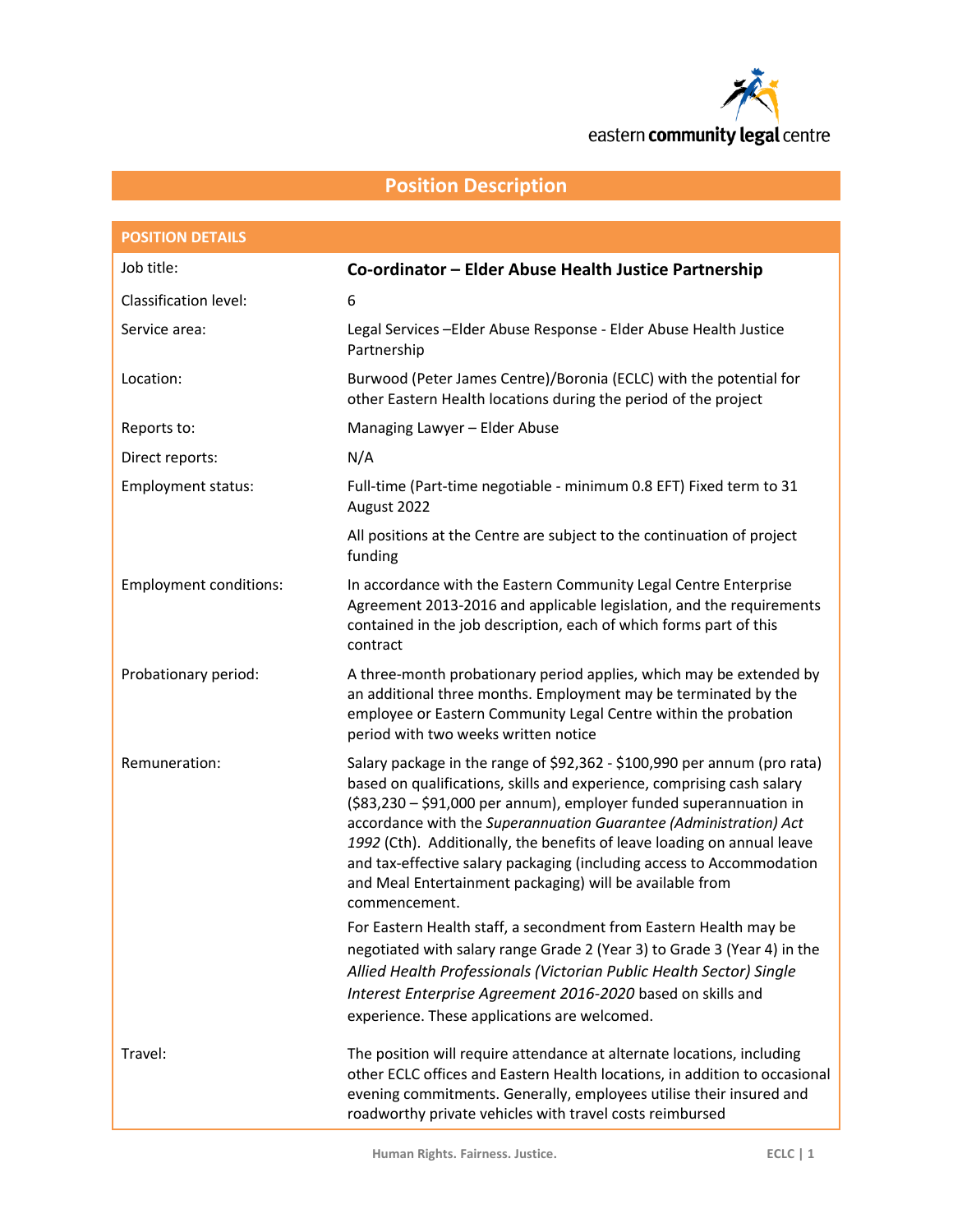eastern community legal centre

# Position Description

| POSITION DETAILS | |
|---|---|
| Job title: | **Co-ordinator – Elder Abuse Health Justice Partnership** |
| Classification level: | 6 |
| Service area: | Legal Services –Elder Abuse Response - Elder Abuse Health Justice Partnership |
| Location: | Burwood (Peter James Centre)/Boronia (ECLC) with the potential for other Eastern Health locations during the period of the project |
| Reports to: | Managing Lawyer – Elder Abuse |
| Direct reports: | N/A |
| Employment status: | Full-time (Part-time negotiable - minimum 0.8 EFT) Fixed term to 31 August 2022<br><br>All positions at the Centre are subject to the continuation of project funding |
| Employment conditions: | In accordance with the Eastern Community Legal Centre Enterprise Agreement 2013-2016 and applicable legislation, and the requirements contained in the job description, each of which forms part of this contract |
| Probationary period: | A three-month probationary period applies, which may be extended by an additional three months. Employment may be terminated by the employee or Eastern Community Legal Centre within the probation period with two weeks written notice |
| Remuneration: | Salary package in the range of $92,362 - $100,990 per annum (pro rata) based on qualifications, skills and experience, comprising cash salary ($83,230 – $91,000 per annum), employer funded superannuation in accordance with the *Superannuation Guarantee (Administration) Act 1992* (Cth). Additionally, the benefits of leave loading on annual leave and tax-effective salary packaging (including access to Accommodation and Meal Entertainment packaging) will be available from commencement.<br><br>For Eastern Health staff, a secondment from Eastern Health may be negotiated with salary range Grade 2 (Year 3) to Grade 3 (Year 4) in the *Allied Health Professionals (Victorian Public Health Sector) Single Interest Enterprise Agreement 2016-2020* based on skills and experience. These applications are welcomed. |
| Travel: | The position will require attendance at alternate locations, including other ECLC offices and Eastern Health locations, in addition to occasional evening commitments. Generally, employees utilise their insured and roadworthy private vehicles with travel costs reimbursed |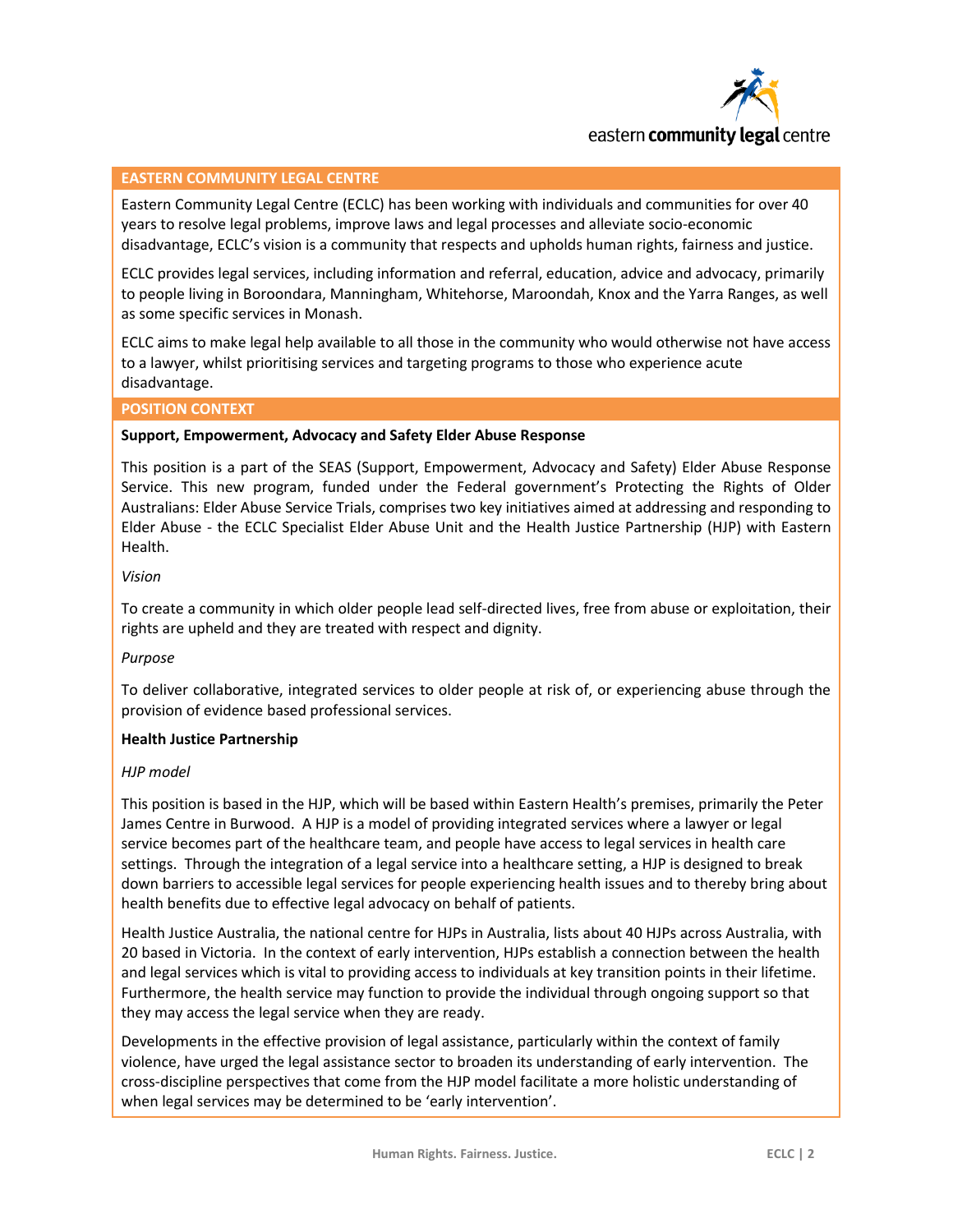## EASTERN COMMUNITY LEGAL CENTRE

Eastern Community Legal Centre (ECLC) has been working with individuals and communities for over 40 years to resolve legal problems, improve laws and legal processes and alleviate socio-economic disadvantage, ECLC's vision is a community that respects and upholds human rights, fairness and justice.

ECLC provides legal services, including information and referral, education, advice and advocacy, primarily to people living in Boroondara, Manningham, Whitehorse, Maroondah, Knox and the Yarra Ranges, as well as some specific services in Monash.

ECLC aims to make legal help available to all those in the community who would otherwise not have access to a lawyer, whilst prioritising services and targeting programs to those who experience acute disadvantage.

## POSITION CONTEXT

**Support, Empowerment, Advocacy and Safety Elder Abuse Response**

This position is a part of the SEAS (Support, Empowerment, Advocacy and Safety) Elder Abuse Response Service. This new program, funded under the Federal government's Protecting the Rights of Older Australians: Elder Abuse Service Trials, comprises two key initiatives aimed at addressing and responding to Elder Abuse - the ECLC Specialist Elder Abuse Unit and the Health Justice Partnership (HJP) with Eastern Health.

*Vision*

To create a community in which older people lead self-directed lives, free from abuse or exploitation, their rights are upheld and they are treated with respect and dignity.

*Purpose*

To deliver collaborative, integrated services to older people at risk of, or experiencing abuse through the provision of evidence based professional services.

**Health Justice Partnership**

*HJP model*

This position is based in the HJP, which will be based within Eastern Health's premises, primarily the Peter James Centre in Burwood. A HJP is a model of providing integrated services where a lawyer or legal service becomes part of the healthcare team, and people have access to legal services in health care settings. Through the integration of a legal service into a healthcare setting, a HJP is designed to break down barriers to accessible legal services for people experiencing health issues and to thereby bring about health benefits due to effective legal advocacy on behalf of patients.

Health Justice Australia, the national centre for HJPs in Australia, lists about 40 HJPs across Australia, with 20 based in Victoria. In the context of early intervention, HJPs establish a connection between the health and legal services which is vital to providing access to individuals at key transition points in their lifetime. Furthermore, the health service may function to provide the individual through ongoing support so that they may access the legal service when they are ready.

Developments in the effective provision of legal assistance, particularly within the context of family violence, have urged the legal assistance sector to broaden its understanding of early intervention. The cross-discipline perspectives that come from the HJP model facilitate a more holistic understanding of when legal services may be determined to be 'early intervention'.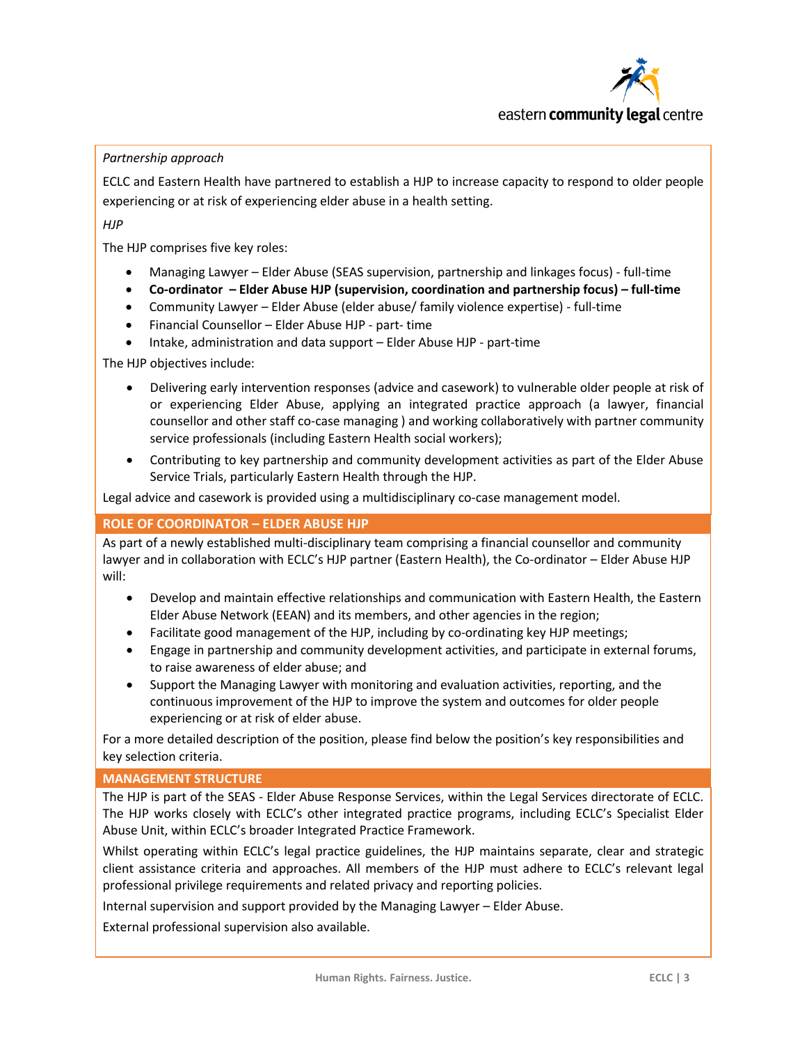*Partnership approach*

ECLC and Eastern Health have partnered to establish a HJP to increase capacity to respond to older people experiencing or at risk of experiencing elder abuse in a health setting.

*HJP*

The HJP comprises five key roles:

- Managing Lawyer – Elder Abuse (SEAS supervision, partnership and linkages focus) - full-time
- **Co-ordinator – Elder Abuse HJP (supervision, coordination and partnership focus) – full-time**
- Community Lawyer – Elder Abuse (elder abuse/ family violence expertise) - full-time
- Financial Counsellor – Elder Abuse HJP - part- time
- Intake, administration and data support – Elder Abuse HJP - part-time

The HJP objectives include:

- Delivering early intervention responses (advice and casework) to vulnerable older people at risk of or experiencing Elder Abuse, applying an integrated practice approach (a lawyer, financial counsellor and other staff co-case managing ) and working collaboratively with partner community service professionals (including Eastern Health social workers);
- Contributing to key partnership and community development activities as part of the Elder Abuse Service Trials, particularly Eastern Health through the HJP.

Legal advice and casework is provided using a multidisciplinary co-case management model.

## ROLE OF COORDINATOR – ELDER ABUSE HJP

As part of a newly established multi-disciplinary team comprising a financial counsellor and community lawyer and in collaboration with ECLC's HJP partner (Eastern Health), the Co-ordinator – Elder Abuse HJP will:

- Develop and maintain effective relationships and communication with Eastern Health, the Eastern Elder Abuse Network (EEAN) and its members, and other agencies in the region;
- Facilitate good management of the HJP, including by co-ordinating key HJP meetings;
- Engage in partnership and community development activities, and participate in external forums, to raise awareness of elder abuse; and
- Support the Managing Lawyer with monitoring and evaluation activities, reporting, and the continuous improvement of the HJP to improve the system and outcomes for older people experiencing or at risk of elder abuse.

For a more detailed description of the position, please find below the position's key responsibilities and key selection criteria.

## MANAGEMENT STRUCTURE

The HJP is part of the SEAS - Elder Abuse Response Services, within the Legal Services directorate of ECLC. The HJP works closely with ECLC's other integrated practice programs, including ECLC's Specialist Elder Abuse Unit, within ECLC's broader Integrated Practice Framework.

Whilst operating within ECLC's legal practice guidelines, the HJP maintains separate, clear and strategic client assistance criteria and approaches. All members of the HJP must adhere to ECLC's relevant legal professional privilege requirements and related privacy and reporting policies.

Internal supervision and support provided by the Managing Lawyer – Elder Abuse.

External professional supervision also available.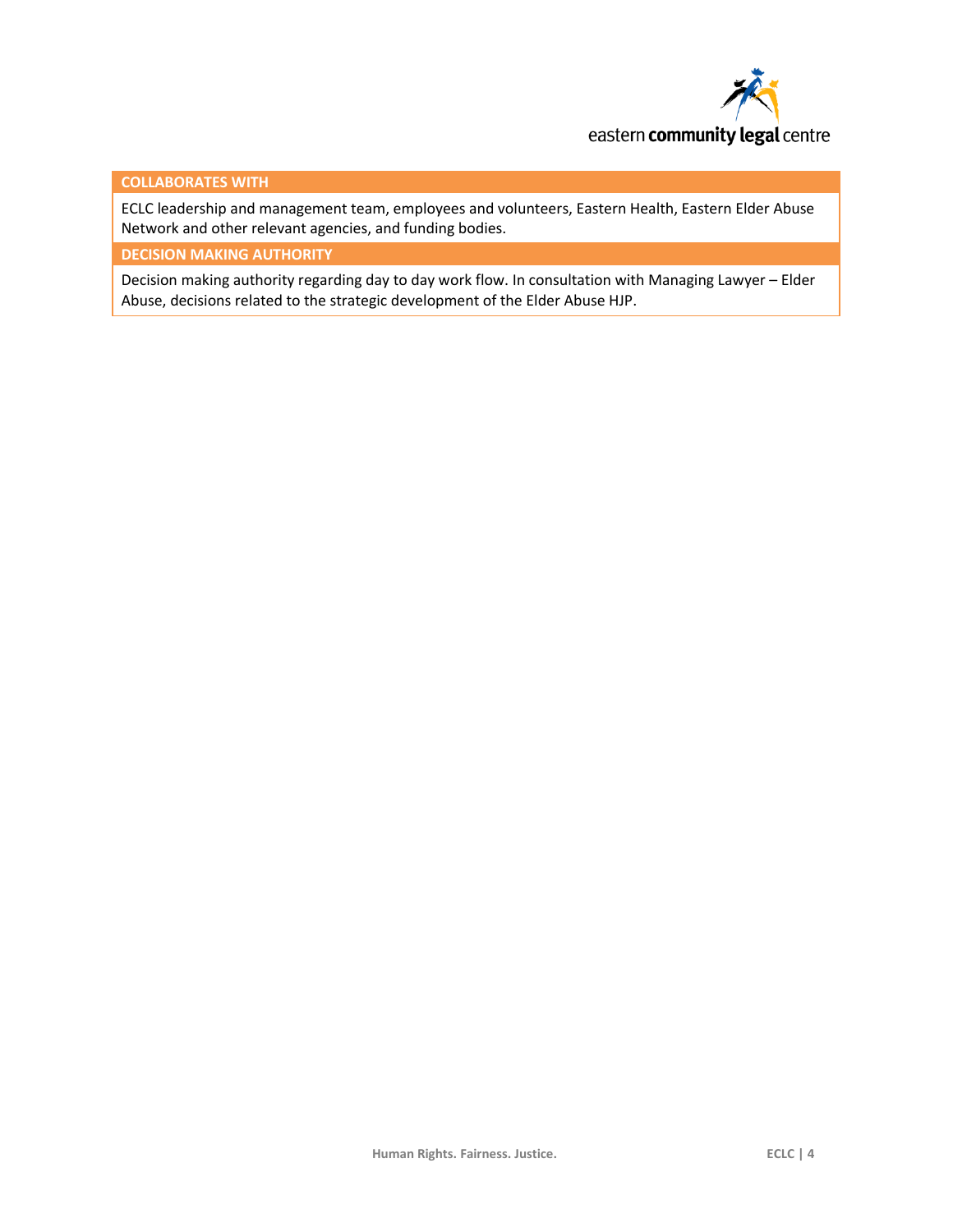| COLLABORATES WITH |
| --- |
| ECLC leadership and management team, employees and volunteers, Eastern Health, Eastern Elder Abuse Network and other relevant agencies, and funding bodies. |
| **DECISION MAKING AUTHORITY** |
| Decision making authority regarding day to day work flow. In consultation with Managing Lawyer – Elder Abuse, decisions related to the strategic development of the Elder Abuse HJP. |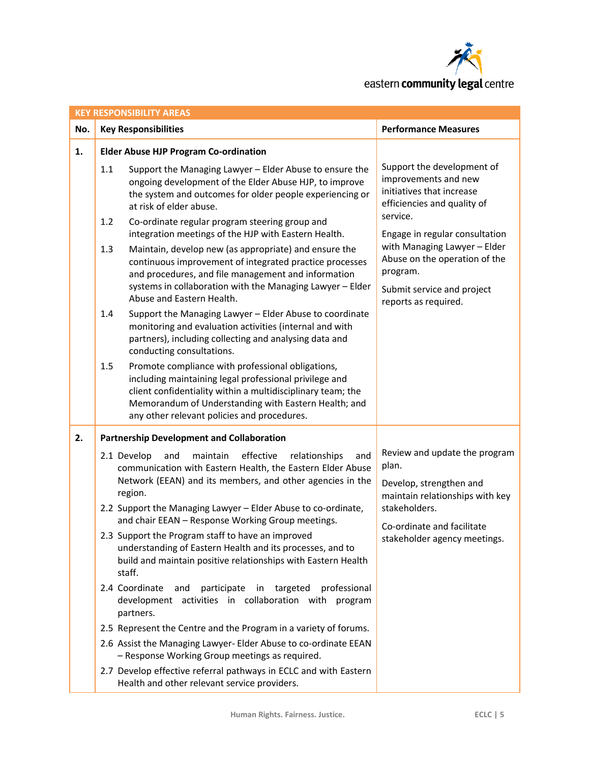| KEY RESPONSIBILITY AREAS | | |
|---|---|---|
| **No.** | **Key Responsibilities** | **Performance Measures** |
| **1.** | **Elder Abuse HJP Program Co-ordination**<br><br>1.1 Support the Managing Lawyer – Elder Abuse to ensure the ongoing development of the Elder Abuse HJP, to improve the system and outcomes for older people experiencing or at risk of elder abuse.<br><br>1.2 Co-ordinate regular program steering group and integration meetings of the HJP with Eastern Health.<br><br>1.3 Maintain, develop new (as appropriate) and ensure the continuous improvement of integrated practice processes and procedures, and file management and information systems in collaboration with the Managing Lawyer – Elder Abuse and Eastern Health.<br><br>1.4 Support the Managing Lawyer – Elder Abuse to coordinate monitoring and evaluation activities (internal and with partners), including collecting and analysing data and conducting consultations.<br><br>1.5 Promote compliance with professional obligations, including maintaining legal professional privilege and client confidentiality within a multidisciplinary team; the Memorandum of Understanding with Eastern Health; and any other relevant policies and procedures. | Support the development of improvements and new initiatives that increase efficiencies and quality of service.<br><br>Engage in regular consultation with Managing Lawyer – Elder Abuse on the operation of the program.<br><br>Submit service and project reports as required. |
| **2.** | **Partnership Development and Collaboration**<br><br>2.1 Develop and maintain effective relationships and communication with Eastern Health, the Eastern Elder Abuse Network (EEAN) and its members, and other agencies in the region.<br><br>2.2 Support the Managing Lawyer – Elder Abuse to co-ordinate, and chair EEAN – Response Working Group meetings.<br><br>2.3 Support the Program staff to have an improved understanding of Eastern Health and its processes, and to build and maintain positive relationships with Eastern Health staff.<br><br>2.4 Coordinate and participate in targeted professional development activities in collaboration with program partners.<br><br>2.5 Represent the Centre and the Program in a variety of forums.<br><br>2.6 Assist the Managing Lawyer- Elder Abuse to co-ordinate EEAN – Response Working Group meetings as required.<br><br>2.7 Develop effective referral pathways in ECLC and with Eastern Health and other relevant service providers. | Review and update the program plan.<br><br>Develop, strengthen and maintain relationships with key stakeholders.<br><br>Co-ordinate and facilitate stakeholder agency meetings. |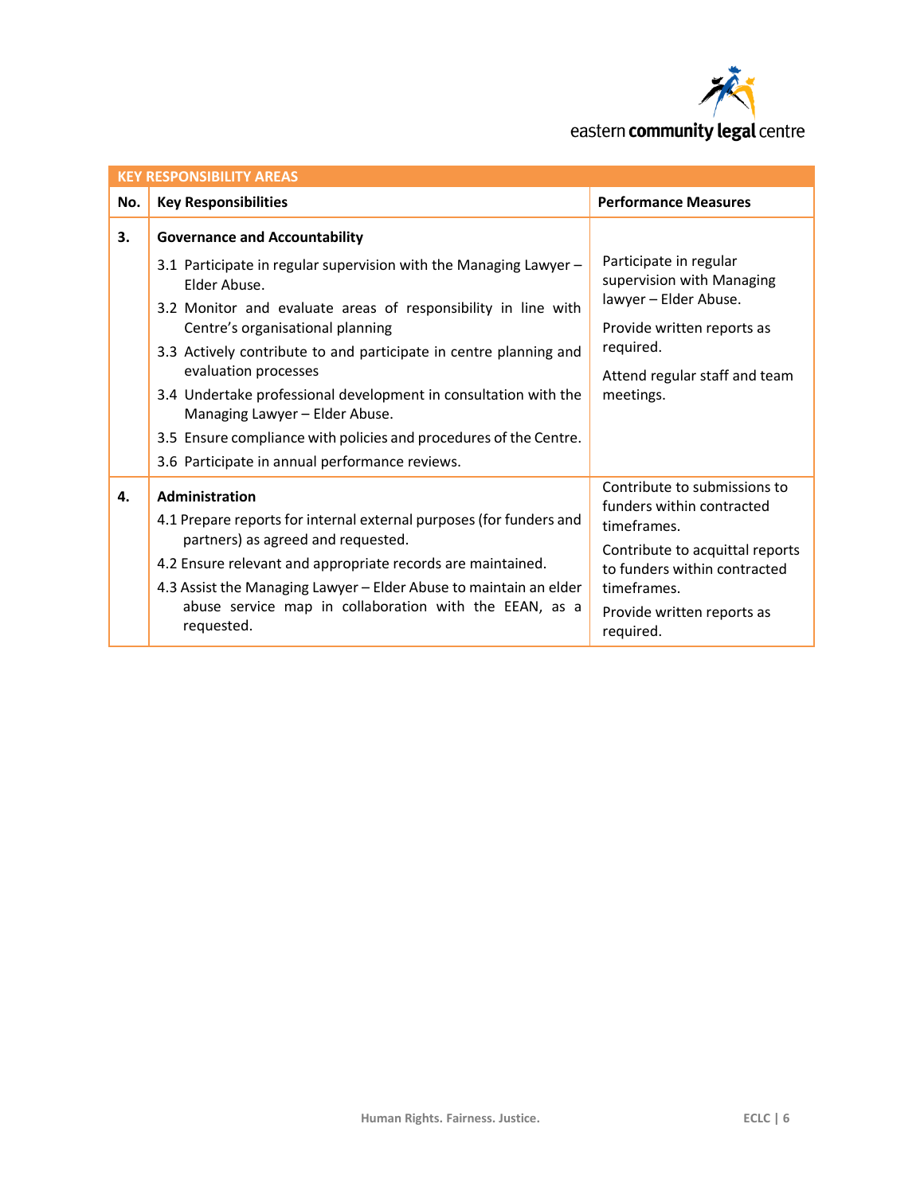| KEY RESPONSIBILITY AREAS | | |
|---|---|---|
| **No.** | **Key Responsibilities** | **Performance Measures** |
| **3.** | **Governance and Accountability**<br>3.1 Participate in regular supervision with the Managing Lawyer – Elder Abuse.<br>3.2 Monitor and evaluate areas of responsibility in line with Centre's organisational planning<br>3.3 Actively contribute to and participate in centre planning and evaluation processes<br>3.4 Undertake professional development in consultation with the Managing Lawyer – Elder Abuse.<br>3.5 Ensure compliance with policies and procedures of the Centre.<br>3.6 Participate in annual performance reviews. | Participate in regular supervision with Managing lawyer – Elder Abuse.<br>Provide written reports as required.<br>Attend regular staff and team meetings. |
| **4.** | **Administration**<br>4.1 Prepare reports for internal external purposes (for funders and partners) as agreed and requested.<br>4.2 Ensure relevant and appropriate records are maintained.<br>4.3 Assist the Managing Lawyer – Elder Abuse to maintain an elder abuse service map in collaboration with the EEAN, as a requested. | Contribute to submissions to funders within contracted timeframes.<br>Contribute to acquittal reports to funders within contracted timeframes.<br>Provide written reports as required. |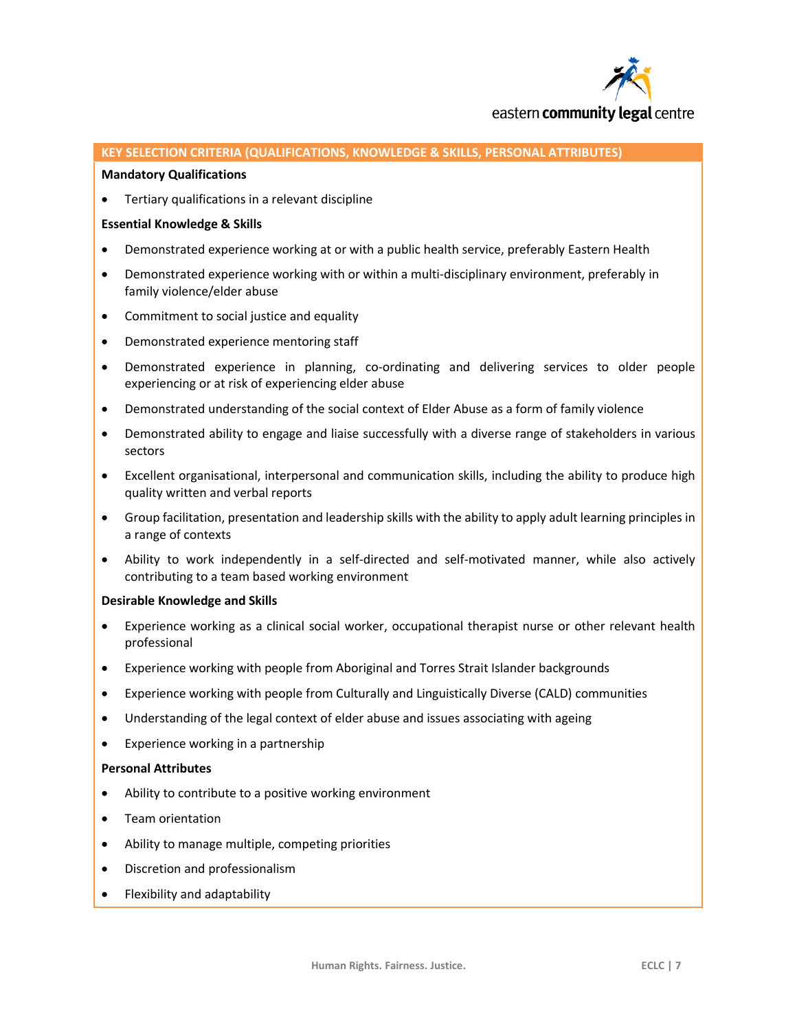## KEY SELECTION CRITERIA (QUALIFICATIONS, KNOWLEDGE & SKILLS, PERSONAL ATTRIBUTES)

**Mandatory Qualifications**

- Tertiary qualifications in a relevant discipline

**Essential Knowledge & Skills**

- Demonstrated experience working at or with a public health service, preferably Eastern Health
- Demonstrated experience working with or within a multi-disciplinary environment, preferably in family violence/elder abuse
- Commitment to social justice and equality
- Demonstrated experience mentoring staff
- Demonstrated experience in planning, co-ordinating and delivering services to older people experiencing or at risk of experiencing elder abuse
- Demonstrated understanding of the social context of Elder Abuse as a form of family violence
- Demonstrated ability to engage and liaise successfully with a diverse range of stakeholders in various sectors
- Excellent organisational, interpersonal and communication skills, including the ability to produce high quality written and verbal reports
- Group facilitation, presentation and leadership skills with the ability to apply adult learning principles in a range of contexts
- Ability to work independently in a self-directed and self-motivated manner, while also actively contributing to a team based working environment

**Desirable Knowledge and Skills**

- Experience working as a clinical social worker, occupational therapist nurse or other relevant health professional
- Experience working with people from Aboriginal and Torres Strait Islander backgrounds
- Experience working with people from Culturally and Linguistically Diverse (CALD) communities
- Understanding of the legal context of elder abuse and issues associating with ageing
- Experience working in a partnership

**Personal Attributes**

- Ability to contribute to a positive working environment
- Team orientation
- Ability to manage multiple, competing priorities
- Discretion and professionalism
- Flexibility and adaptability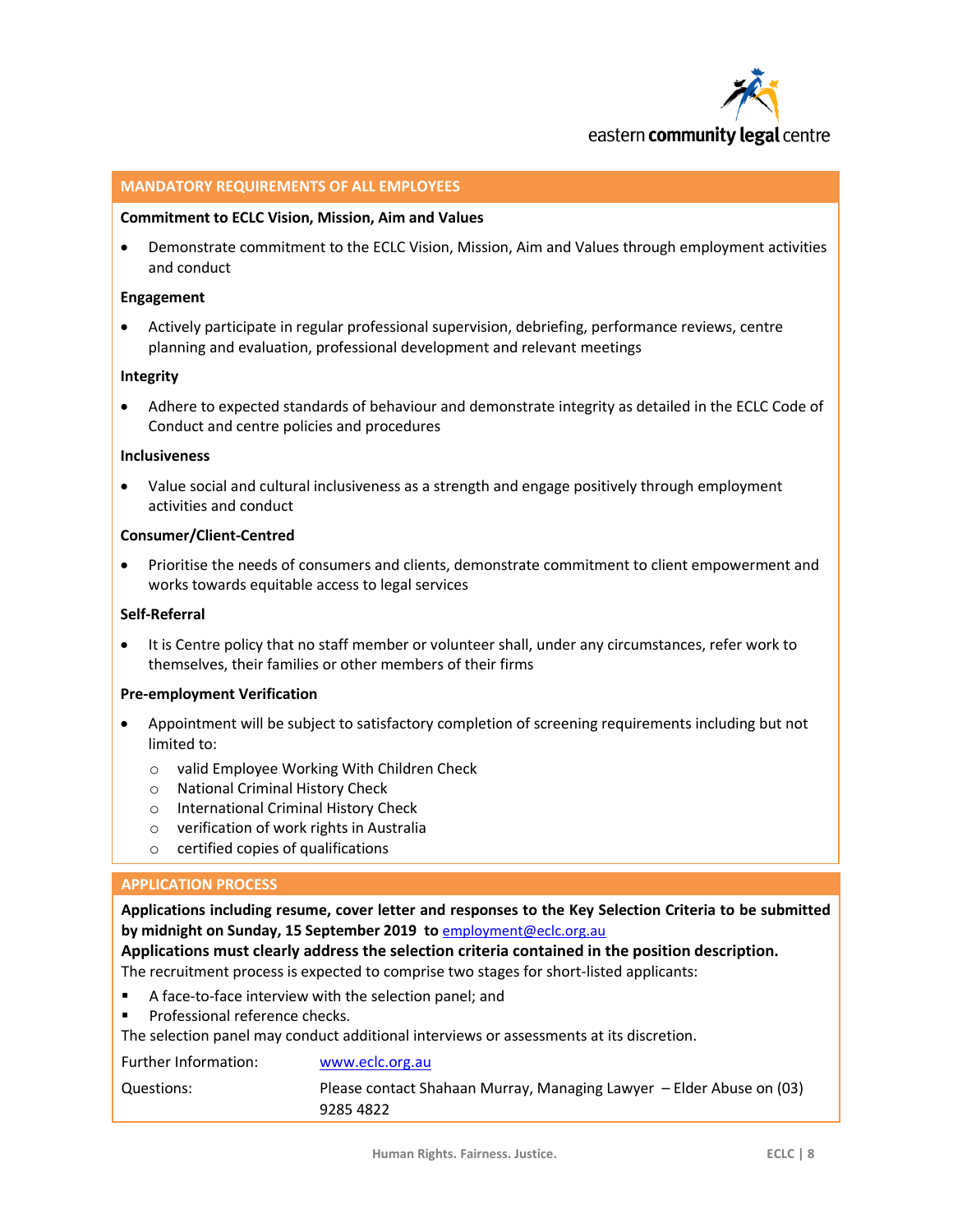## MANDATORY REQUIREMENTS OF ALL EMPLOYEES

**Commitment to ECLC Vision, Mission, Aim and Values**

- Demonstrate commitment to the ECLC Vision, Mission, Aim and Values through employment activities and conduct

**Engagement**

- Actively participate in regular professional supervision, debriefing, performance reviews, centre planning and evaluation, professional development and relevant meetings

**Integrity**

- Adhere to expected standards of behaviour and demonstrate integrity as detailed in the ECLC Code of Conduct and centre policies and procedures

**Inclusiveness**

- Value social and cultural inclusiveness as a strength and engage positively through employment activities and conduct

**Consumer/Client-Centred**

- Prioritise the needs of consumers and clients, demonstrate commitment to client empowerment and works towards equitable access to legal services

**Self-Referral**

- It is Centre policy that no staff member or volunteer shall, under any circumstances, refer work to themselves, their families or other members of their firms

**Pre-employment Verification**

- Appointment will be subject to satisfactory completion of screening requirements including but not limited to:
  - valid Employee Working With Children Check
  - National Criminal History Check
  - International Criminal History Check
  - verification of work rights in Australia
  - certified copies of qualifications

## APPLICATION PROCESS

**Applications including resume, cover letter and responses to the Key Selection Criteria to be submitted by midnight on Sunday, 15 September 2019 to** employment@eclc.org.au

**Applications must clearly address the selection criteria contained in the position description.**

The recruitment process is expected to comprise two stages for short-listed applicants:

- A face-to-face interview with the selection panel; and
- Professional reference checks.

The selection panel may conduct additional interviews or assessments at its discretion.

| | |
|---|---|
| Further Information: | www.eclc.org.au |
| Questions: | Please contact Shahaan Murray, Managing Lawyer – Elder Abuse on (03) 9285 4822 |